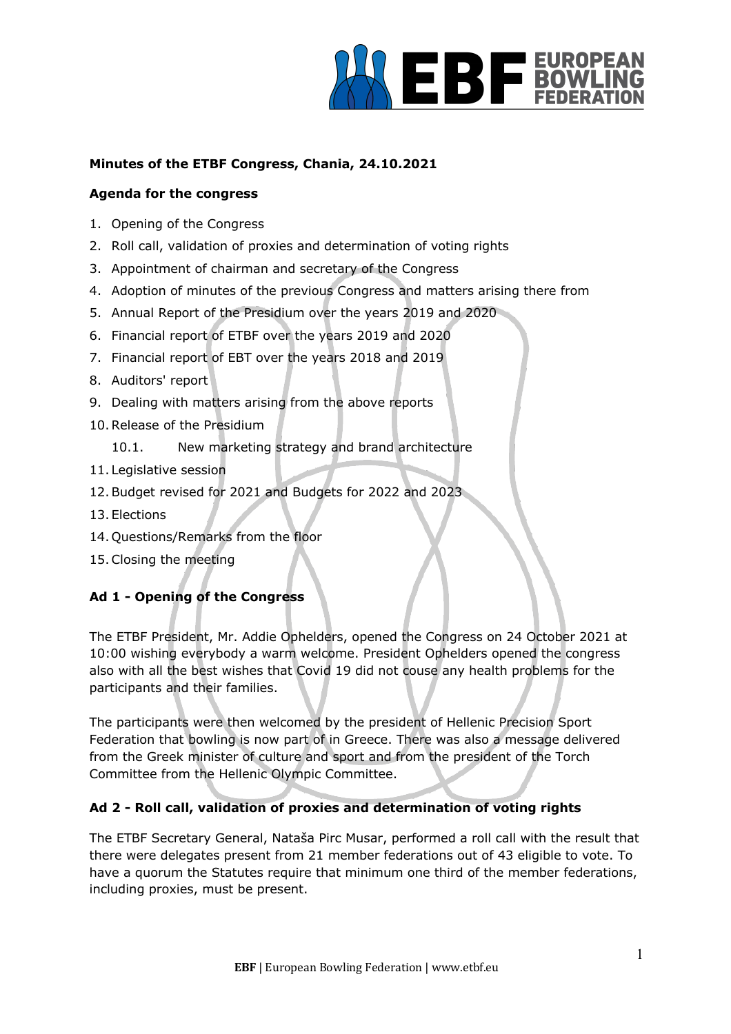**Minutes of the ETBF Congress, Chania, 24.10.2021**

**Agenda for the congress**

1. Opening of the Congress
2. Roll call, validation of proxies and determination of voting rights
3. Appointment of chairman and secretary of the Congress
4. Adoption of minutes of the previous Congress and matters arising there from
5. Annual Report of the Presidium over the years 2019 and 2020
6. Financial report of ETBF over the years 2019 and 2020
7. Financial report of EBT over the years 2018 and 2019
8. Auditors' report
9. Dealing with matters arising from the above reports
10. Release of the Presidium
    10.1. New marketing strategy and brand architecture
11. Legislative session
12. Budget revised for 2021 and Budgets for 2022 and 2023
13. Elections
14. Questions/Remarks from the floor
15. Closing the meeting

**Ad 1 - Opening of the Congress**

The ETBF President, Mr. Addie Ophelders, opened the Congress on 24 October 2021 at 10:00 wishing everybody a warm welcome. President Ophelders opened the congress also with all the best wishes that Covid 19 did not couse any health problems for the participants and their families.

The participants were then welcomed by the president of Hellenic Precision Sport Federation that bowling is now part of in Greece. There was also a message delivered from the Greek minister of culture and sport and from the president of the Torch Committee from the Hellenic Olympic Committee.

**Ad 2 - Roll call, validation of proxies and determination of voting rights**

The ETBF Secretary General, Nataša Pirc Musar, performed a roll call with the result that there were delegates present from 21 member federations out of 43 eligible to vote. To have a quorum the Statutes require that minimum one third of the member federations, including proxies, must be present.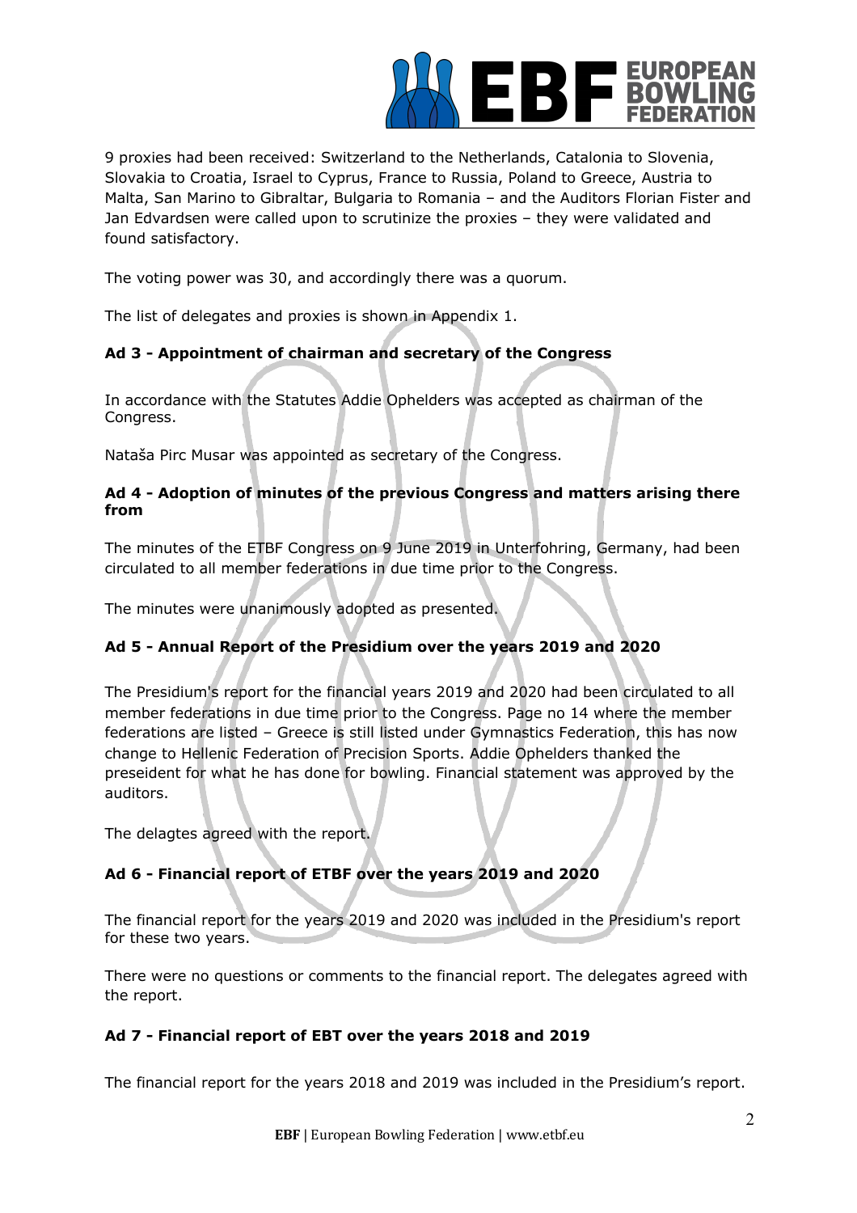9 proxies had been received: Switzerland to the Netherlands, Catalonia to Slovenia, Slovakia to Croatia, Israel to Cyprus, France to Russia, Poland to Greece, Austria to Malta, San Marino to Gibraltar, Bulgaria to Romania – and the Auditors Florian Fister and Jan Edvardsen were called upon to scrutinize the proxies – they were validated and found satisfactory.

The voting power was 30, and accordingly there was a quorum.

The list of delegates and proxies is shown in Appendix 1.

### Ad 3 - Appointment of chairman and secretary of the Congress

In accordance with the Statutes Addie Ophelders was accepted as chairman of the Congress.

Nataša Pirc Musar was appointed as secretary of the Congress.

### Ad 4 - Adoption of minutes of the previous Congress and matters arising there from

The minutes of the ETBF Congress on 9 June 2019 in Unterfohring, Germany, had been circulated to all member federations in due time prior to the Congress.

The minutes were unanimously adopted as presented.

### Ad 5 - Annual Report of the Presidium over the years 2019 and 2020

The Presidium's report for the financial years 2019 and 2020 had been circulated to all member federations in due time prior to the Congress. Page no 14 where the member federations are listed – Greece is still listed under Gymnastics Federation, this has now change to Hellenic Federation of Precision Sports. Addie Ophelders thanked the preseident for what he has done for bowling. Financial statement was approved by the auditors.

The delagtes agreed with the report.

### Ad 6 - Financial report of ETBF over the years 2019 and 2020

The financial report for the years 2019 and 2020 was included in the Presidium's report for these two years.

There were no questions or comments to the financial report. The delegates agreed with the report.

### Ad 7 - Financial report of EBT over the years 2018 and 2019

The financial report for the years 2018 and 2019 was included in the Presidium's report.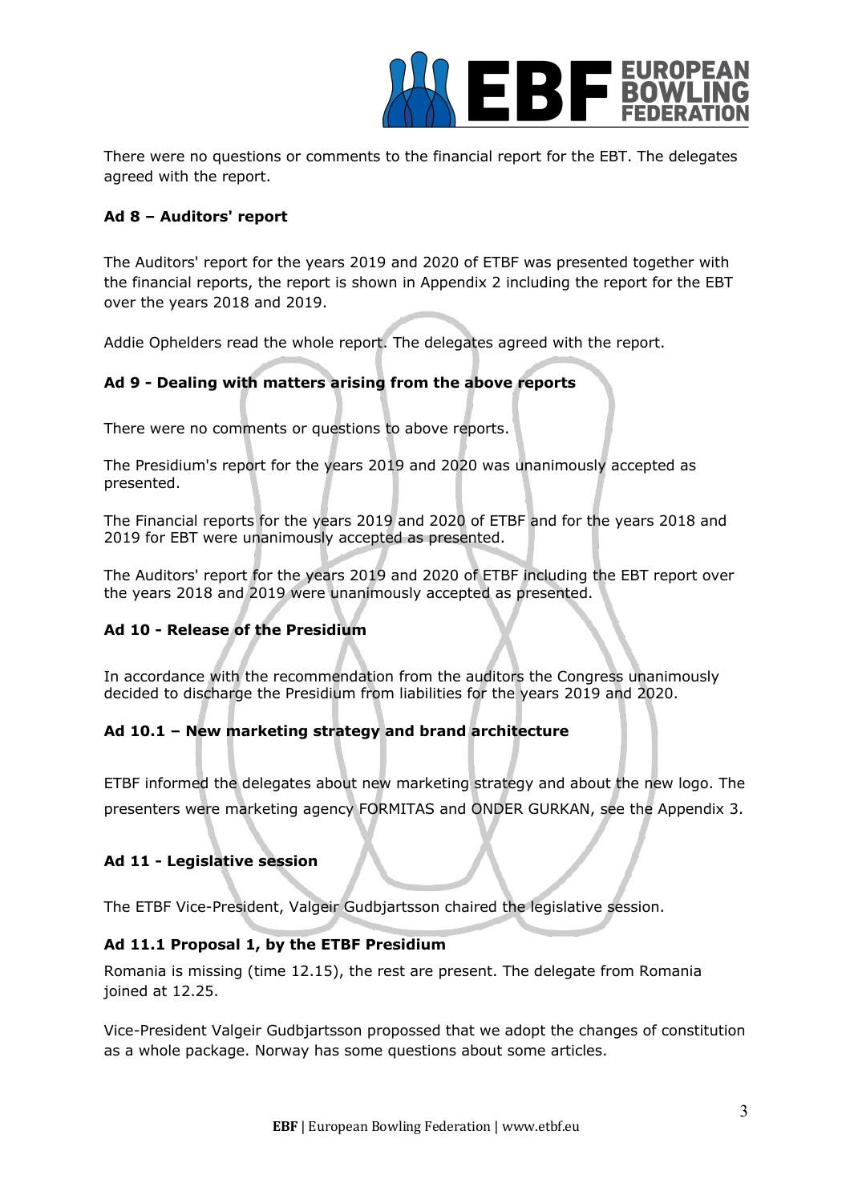There were no questions or comments to the financial report for the EBT. The delegates agreed with the report.

**Ad 8 – Auditors' report**

The Auditors' report for the years 2019 and 2020 of ETBF was presented together with the financial reports, the report is shown in Appendix 2 including the report for the EBT over the years 2018 and 2019.

Addie Ophelders read the whole report. The delegates agreed with the report.

**Ad 9 - Dealing with matters arising from the above reports**

There were no comments or questions to above reports.

The Presidium's report for the years 2019 and 2020 was unanimously accepted as presented.

The Financial reports for the years 2019 and 2020 of ETBF and for the years 2018 and 2019 for EBT were unanimously accepted as presented.

The Auditors' report for the years 2019 and 2020 of ETBF including the EBT report over the years 2018 and 2019 were unanimously accepted as presented.

**Ad 10 - Release of the Presidium**

In accordance with the recommendation from the auditors the Congress unanimously decided to discharge the Presidium from liabilities for the years 2019 and 2020.

**Ad 10.1 – New marketing strategy and brand architecture**

ETBF informed the delegates about new marketing strategy and about the new logo. The presenters were marketing agency FORMITAS and ONDER GURKAN, see the Appendix 3.

**Ad 11 - Legislative session**

The ETBF Vice-President, Valgeir Gudbjartsson chaired the legislative session.

**Ad 11.1 Proposal 1, by the ETBF Presidium**

Romania is missing (time 12.15), the rest are present. The delegate from Romania joined at 12.25.

Vice-President Valgeir Gudbjartsson propossed that we adopt the changes of constitution as a whole package. Norway has some questions about some articles.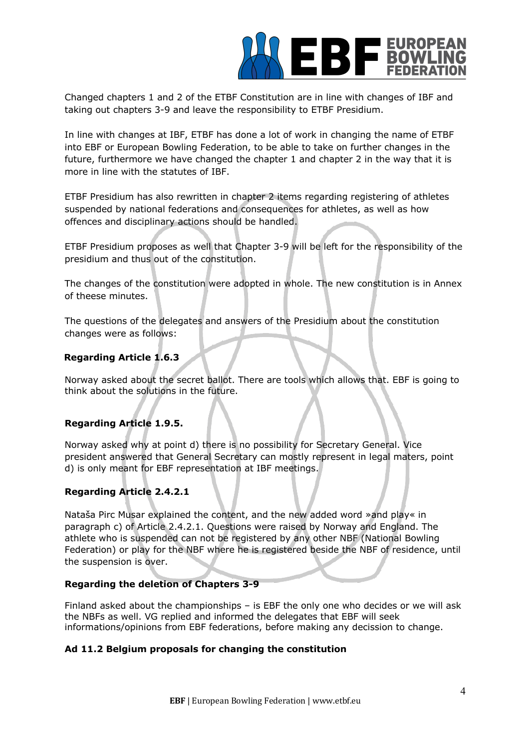Changed chapters 1 and 2 of the ETBF Constitution are in line with changes of IBF and taking out chapters 3-9 and leave the responsibility to ETBF Presidium.

In line with changes at IBF, ETBF has done a lot of work in changing the name of ETBF into EBF or European Bowling Federation, to be able to take on further changes in the future, furthermore we have changed the chapter 1 and chapter 2 in the way that it is more in line with the statutes of IBF.

ETBF Presidium has also rewritten in chapter 2 items regarding registering of athletes suspended by national federations and consequences for athletes, as well as how offences and disciplinary actions should be handled.

ETBF Presidium proposes as well that Chapter 3-9 will be left for the responsibility of the presidium and thus out of the constitution.

The changes of the constitution were adopted in whole. The new constitution is in Annex of theese minutes.

The questions of the delegates and answers of the Presidium about the constitution changes were as follows:

**Regarding Article 1.6.3**

Norway asked about the secret ballot. There are tools which allows that. EBF is going to think about the solutions in the future.

**Regarding Article 1.9.5.**

Norway asked why at point d) there is no possibility for Secretary General. Vice president answered that General Secretary can mostly represent in legal maters, point d) is only meant for EBF representation at IBF meetings.

**Regarding Article 2.4.2.1**

Nataša Pirc Musar explained the content, and the new added word »and play« in paragraph c) of Article 2.4.2.1. Questions were raised by Norway and England. The athlete who is suspended can not be registered by any other NBF (National Bowling Federation) or play for the NBF where he is registered beside the NBF of residence, until the suspension is over.

**Regarding the deletion of Chapters 3-9**

Finland asked about the championships – is EBF the only one who decides or we will ask the NBFs as well. VG replied and informed the delegates that EBF will seek informations/opinions from EBF federations, before making any decission to change.

**Ad 11.2 Belgium proposals for changing the constitution**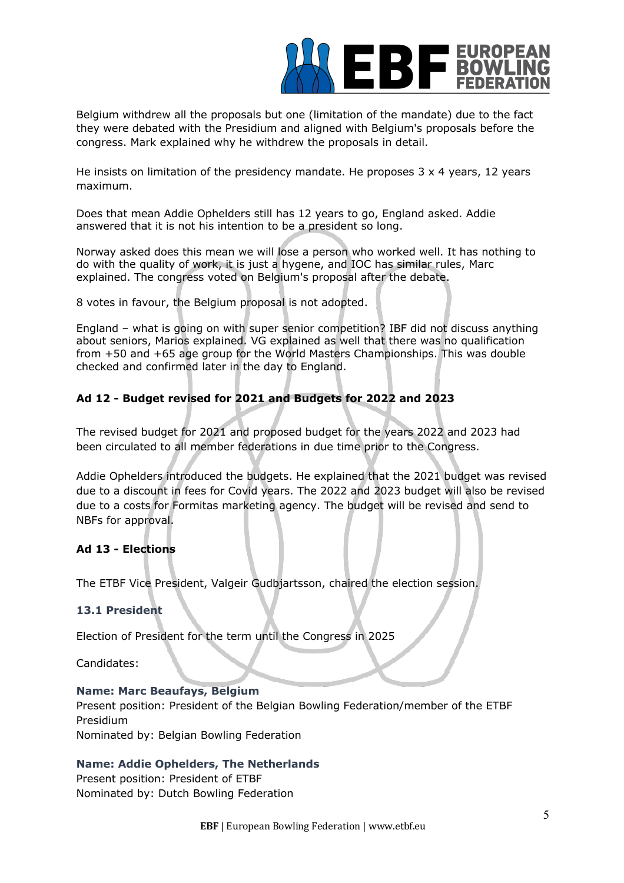Belgium withdrew all the proposals but one (limitation of the mandate) due to the fact they were debated with the Presidium and aligned with Belgium's proposals before the congress. Mark explained why he withdrew the proposals in detail.

He insists on limitation of the presidency mandate. He proposes 3 x 4 years, 12 years maximum.

Does that mean Addie Ophelders still has 12 years to go, England asked. Addie answered that it is not his intention to be a president so long.

Norway asked does this mean we will lose a person who worked well. It has nothing to do with the quality of work, it is just a hygene, and IOC has similar rules, Marc explained. The congress voted on Belgium's proposal after the debate.

8 votes in favour, the Belgium proposal is not adopted.

England – what is going on with super senior competition? IBF did not discuss anything about seniors, Marios explained. VG explained as well that there was no qualification from +50 and +65 age group for the World Masters Championships. This was double checked and confirmed later in the day to England.

### Ad 12 - Budget revised for 2021 and Budgets for 2022 and 2023

The revised budget for 2021 and proposed budget for the years 2022 and 2023 had been circulated to all member federations in due time prior to the Congress.

Addie Ophelders introduced the budgets. He explained that the 2021 budget was revised due to a discount in fees for Covid years. The 2022 and 2023 budget will also be revised due to a costs for Formitas marketing agency. The budget will be revised and send to NBFs for approval.

### Ad 13 - Elections

The ETBF Vice President, Valgeir Gudbjartsson, chaired the election session.

#### 13.1 President

Election of President for the term until the Congress in 2025

Candidates:

**Name: Marc Beaufays, Belgium**
Present position: President of the Belgian Bowling Federation/member of the ETBF Presidium
Nominated by: Belgian Bowling Federation

**Name: Addie Ophelders, The Netherlands**
Present position: President of ETBF
Nominated by: Dutch Bowling Federation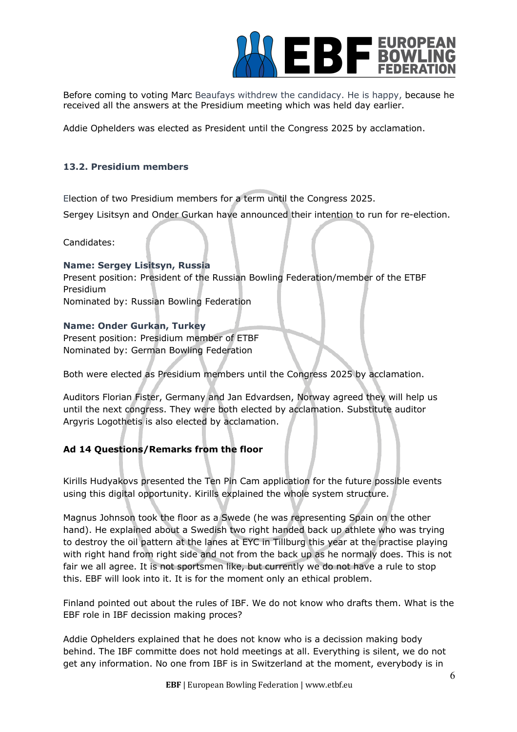Before coming to voting Marc Beaufays withdrew the candidacy. He is happy, because he received all the answers at the Presidium meeting which was held day earlier.

Addie Ophelders was elected as President until the Congress 2025 by acclamation.

### 13.2. Presidium members

Election of two Presidium members for a term until the Congress 2025.

Sergey Lisitsyn and Onder Gurkan have announced their intention to run for re-election.

Candidates:

**Name: Sergey Lisitsyn, Russia**
Present position: President of the Russian Bowling Federation/member of the ETBF Presidium
Nominated by: Russian Bowling Federation

**Name: Onder Gurkan, Turkey**
Present position: Presidium member of ETBF
Nominated by: German Bowling Federation

Both were elected as Presidium members until the Congress 2025 by acclamation.

Auditors Florian Fister, Germany and Jan Edvardsen, Norway agreed they will help us until the next congress. They were both elected by acclamation. Substitute auditor Argyris Logothetis is also elected by acclamation.

## Ad 14 Questions/Remarks from the floor

Kirills Hudyakovs presented the Ten Pin Cam application for the future possible events using this digital opportunity. Kirills explained the whole system structure.

Magnus Johnson took the floor as a Swede (he was representing Spain on the other hand). He explained about a Swedish two right handed back up athlete who was trying to destroy the oil pattern at the lanes at EYC in Tillburg this year at the practise playing with right hand from right side and not from the back up as he normaly does. This is not fair we all agree. It is not sportsmen like, but currently we do not have a rule to stop this. EBF will look into it. It is for the moment only an ethical problem.

Finland pointed out about the rules of IBF. We do not know who drafts them. What is the EBF role in IBF decission making proces?

Addie Ophelders explained that he does not know who is a decission making body behind. The IBF committe does not hold meetings at all. Everything is silent, we do not get any information. No one from IBF is in Switzerland at the moment, everybody is in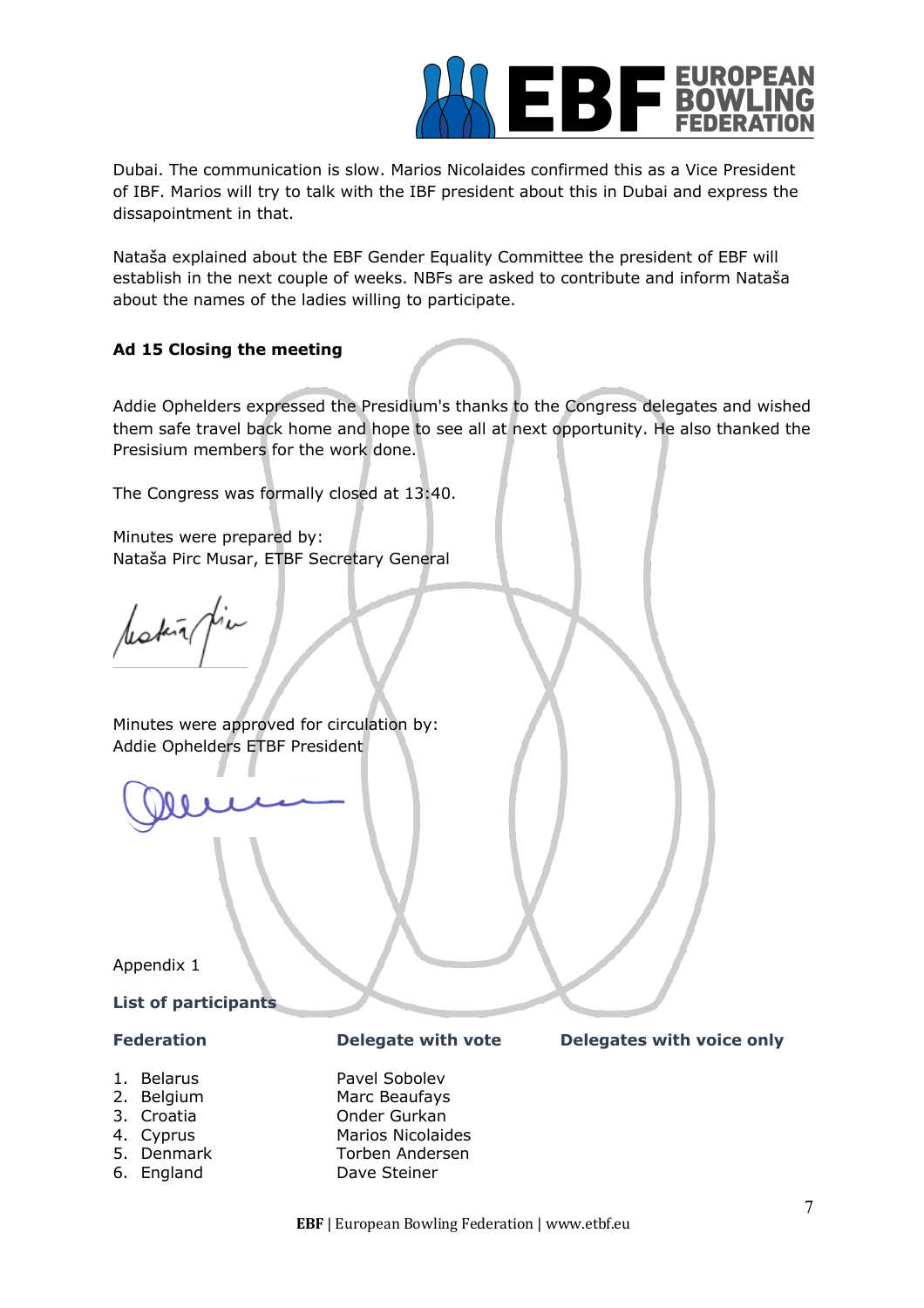Dubai. The communication is slow. Marios Nicolaides confirmed this as a Vice President of IBF. Marios will try to talk with the IBF president about this in Dubai and express the dissapointment in that.

Nataša explained about the EBF Gender Equality Committee the president of EBF will establish in the next couple of weeks. NBFs are asked to contribute and inform Nataša about the names of the ladies willing to participate.

**Ad 15 Closing the meeting**

Addie Ophelders expressed the Presidium's thanks to the Congress delegates and wished them safe travel back home and hope to see all at next opportunity. He also thanked the Presisium members for the work done.

The Congress was formally closed at 13:40.

Minutes were prepared by:
Nataša Pirc Musar, ETBF Secretary General

Minutes were approved for circulation by:
Addie Ophelders ETBF President

Appendix 1

**List of participants**

| Federation | Delegate with vote | Delegates with voice only |
| --- | --- | --- |
| 1. Belarus | Pavel Sobolev | |
| 2. Belgium | Marc Beaufays | |
| 3. Croatia | Onder Gurkan | |
| 4. Cyprus | Marios Nicolaides | |
| 5. Denmark | Torben Andersen | |
| 6. England | Dave Steiner | |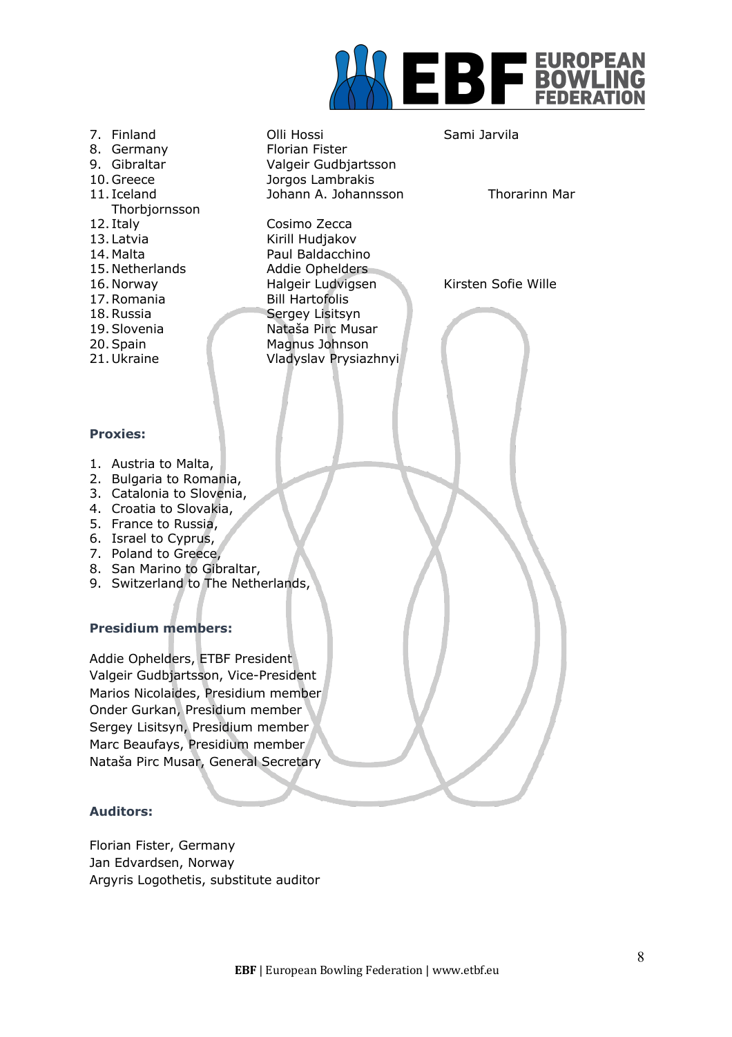| | | |
|---|---|---|
| 7. Finland | Olli Hossi | Sami Jarvila |
| 8. Germany | Florian Fister | |
| 9. Gibraltar | Valgeir Gudbjartsson | |
| 10. Greece | Jorgos Lambrakis | |
| 11. Iceland | Johann A. Johannsson | Thorarinn Mar Thorbjornsson |
| 12. Italy | Cosimo Zecca | |
| 13. Latvia | Kirill Hudjakov | |
| 14. Malta | Paul Baldacchino | |
| 15. Netherlands | Addie Ophelders | |
| 16. Norway | Halgeir Ludvigsen | Kirsten Sofie Wille |
| 17. Romania | Bill Hartofolis | |
| 18. Russia | Sergey Lisitsyn | |
| 19. Slovenia | Nataša Pirc Musar | |
| 20. Spain | Magnus Johnson | |
| 21. Ukraine | Vladyslav Prysiazhnyi | |

**Proxies:**

1. Austria to Malta,
2. Bulgaria to Romania,
3. Catalonia to Slovenia,
4. Croatia to Slovakia,
5. France to Russia,
6. Israel to Cyprus,
7. Poland to Greece,
8. San Marino to Gibraltar,
9. Switzerland to The Netherlands,

**Presidium members:**

Addie Ophelders, ETBF President
Valgeir Gudbjartsson, Vice-President
Marios Nicolaides, Presidium member
Onder Gurkan, Presidium member
Sergey Lisitsyn, Presidium member
Marc Beaufays, Presidium member
Nataša Pirc Musar, General Secretary

**Auditors:**

Florian Fister, Germany
Jan Edvardsen, Norway
Argyris Logothetis, substitute auditor